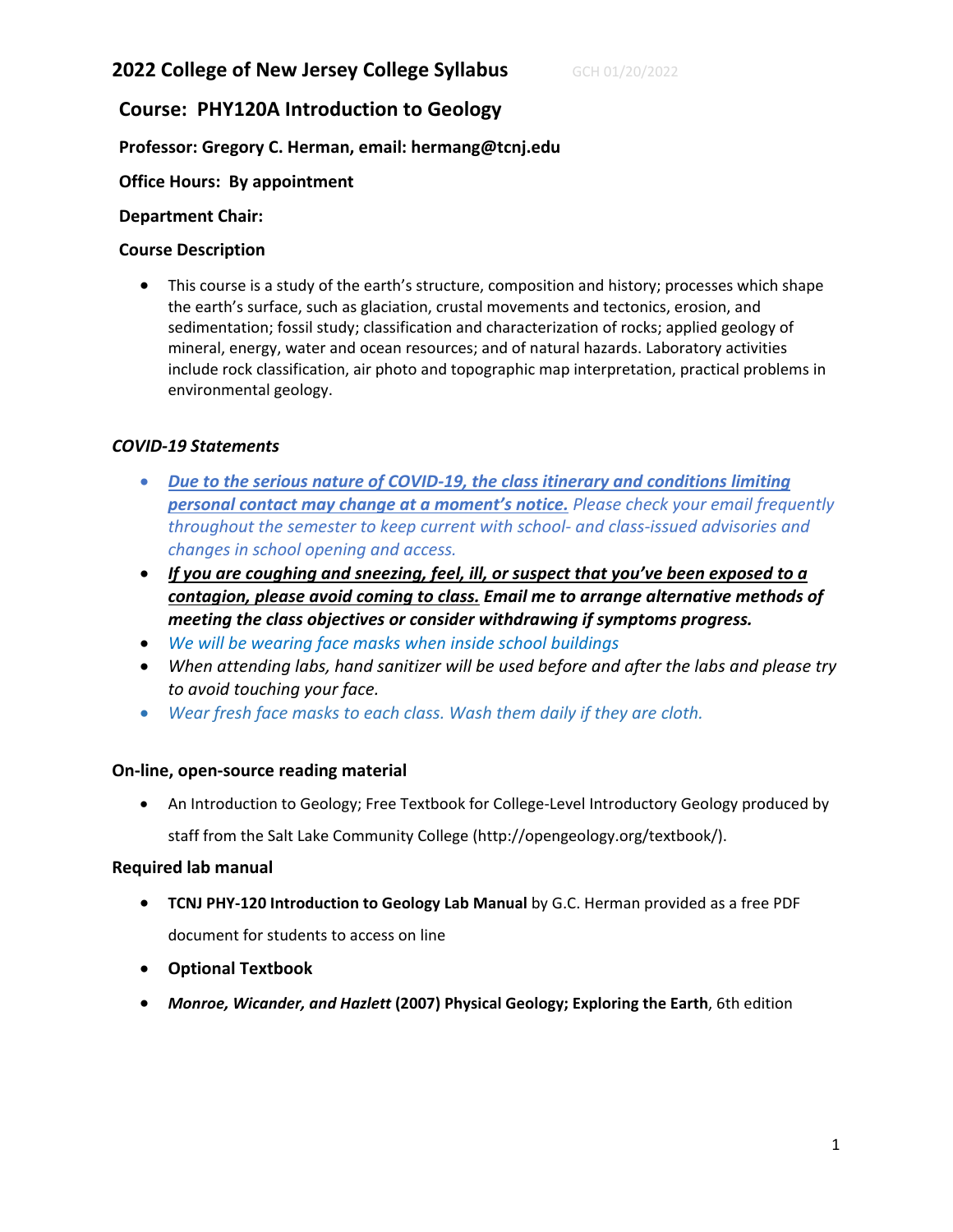# 2022 College of New Jersey College Syllabus

GCH 01/20/2022

## Course: PHY120A Introduction to Geology

**Professor: Gregory C. Herman, email: hermang@tcnj.edu**

**Office Hours: By appointment**

**Department Chair:**

**Course Description**

- This course is a study of the earth's structure, composition and history; processes which shape the earth's surface, such as glaciation, crustal movements and tectonics, erosion, and sedimentation; fossil study; classification and characterization of rocks; applied geology of mineral, energy, water and ocean resources; and of natural hazards. Laboratory activities include rock classification, air photo and topographic map interpretation, practical problems in environmental geology.

### *COVID-19 Statements*

- ***Due to the serious nature of COVID-19, the class itinerary and conditions limiting personal contact may change at a moment's notice.*** *Please check your email frequently throughout the semester to keep current with school- and class-issued advisories and changes in school opening and access.*
- ***If you are coughing and sneezing, feel, ill, or suspect that you've been exposed to a contagion, please avoid coming to class. Email me to arrange alternative methods of meeting the class objectives or consider withdrawing if symptoms progress.***
- *We will be wearing face masks when inside school buildings*
- *When attending labs, hand sanitizer will be used before and after the labs and please try to avoid touching your face.*
- *Wear fresh face masks to each class. Wash them daily if they are cloth.*

### On-line, open-source reading material

- An Introduction to Geology; Free Textbook for College-Level Introductory Geology produced by staff from the Salt Lake Community College (http://opengeology.org/textbook/).

### Required lab manual

- **TCNJ PHY-120 Introduction to Geology Lab Manual** by G.C. Herman provided as a free PDF document for students to access on line
- **Optional Textbook**
- ***Monroe, Wicander, and Hazlett* (2007) Physical Geology; Exploring the Earth**, 6th edition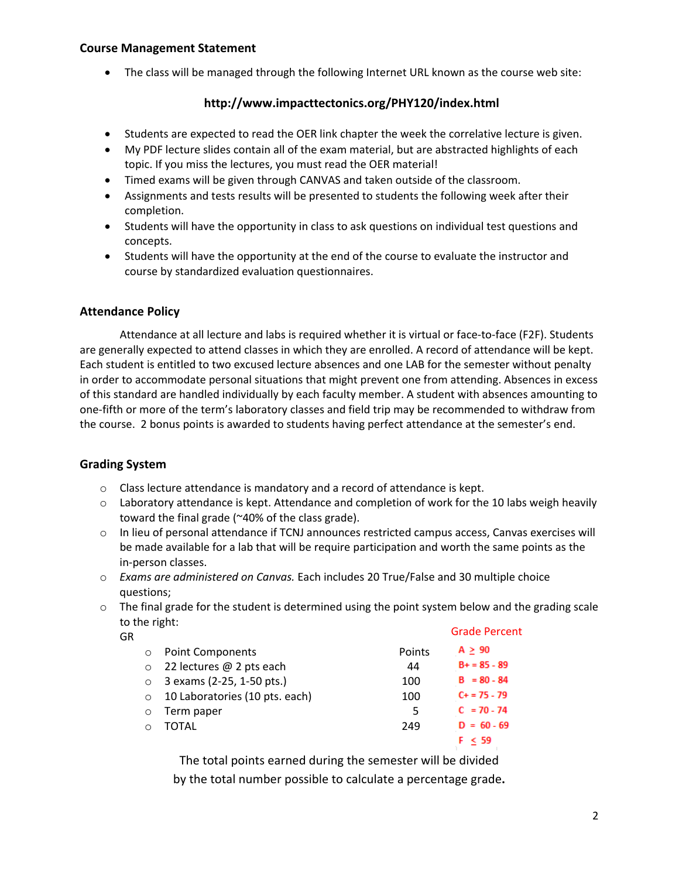### Course Management Statement

- The class will be managed through the following Internet URL known as the course web site:

**http://www.impacttectonics.org/PHY120/index.html**

- Students are expected to read the OER link chapter the week the correlative lecture is given.
- My PDF lecture slides contain all of the exam material, but are abstracted highlights of each topic. If you miss the lectures, you must read the OER material!
- Timed exams will be given through CANVAS and taken outside of the classroom.
- Assignments and tests results will be presented to students the following week after their completion.
- Students will have the opportunity in class to ask questions on individual test questions and concepts.
- Students will have the opportunity at the end of the course to evaluate the instructor and course by standardized evaluation questionnaires.

### Attendance Policy

Attendance at all lecture and labs is required whether it is virtual or face-to-face (F2F). Students are generally expected to attend classes in which they are enrolled. A record of attendance will be kept. Each student is entitled to two excused lecture absences and one LAB for the semester without penalty in order to accommodate personal situations that might prevent one from attending. Absences in excess of this standard are handled individually by each faculty member. A student with absences amounting to one-fifth or more of the term's laboratory classes and field trip may be recommended to withdraw from the course. 2 bonus points is awarded to students having perfect attendance at the semester's end.

### Grading System

- Class lecture attendance is mandatory and a record of attendance is kept.
- Laboratory attendance is kept. Attendance and completion of work for the 10 labs weigh heavily toward the final grade (~40% of the class grade).
- In lieu of personal attendance if TCNJ announces restricted campus access, Canvas exercises will be made available for a lab that will be require participation and worth the same points as the in-person classes.
- *Exams are administered on Canvas.* Each includes 20 True/False and 30 multiple choice questions;
- The final grade for the student is determined using the point system below and the grading scale to the right:

GR

| Point Components | Points | Grade Percent |
|---|---|---|
| 22 lectures @ 2 pts each | 44 | A ≥ 90 |
| 3 exams (2-25, 1-50 pts.) | 100 | B+ = 85 - 89 |
| 10 Laboratories (10 pts. each) | 100 | B = 80 - 84 |
| Term paper | 5 | C+ = 75 - 79 |
| TOTAL | 249 | C = 70 - 74 |
| | | D = 60 - 69 |
| | | F ≤ 59 |

The total points earned during the semester will be divided by the total number possible to calculate a percentage grade**.**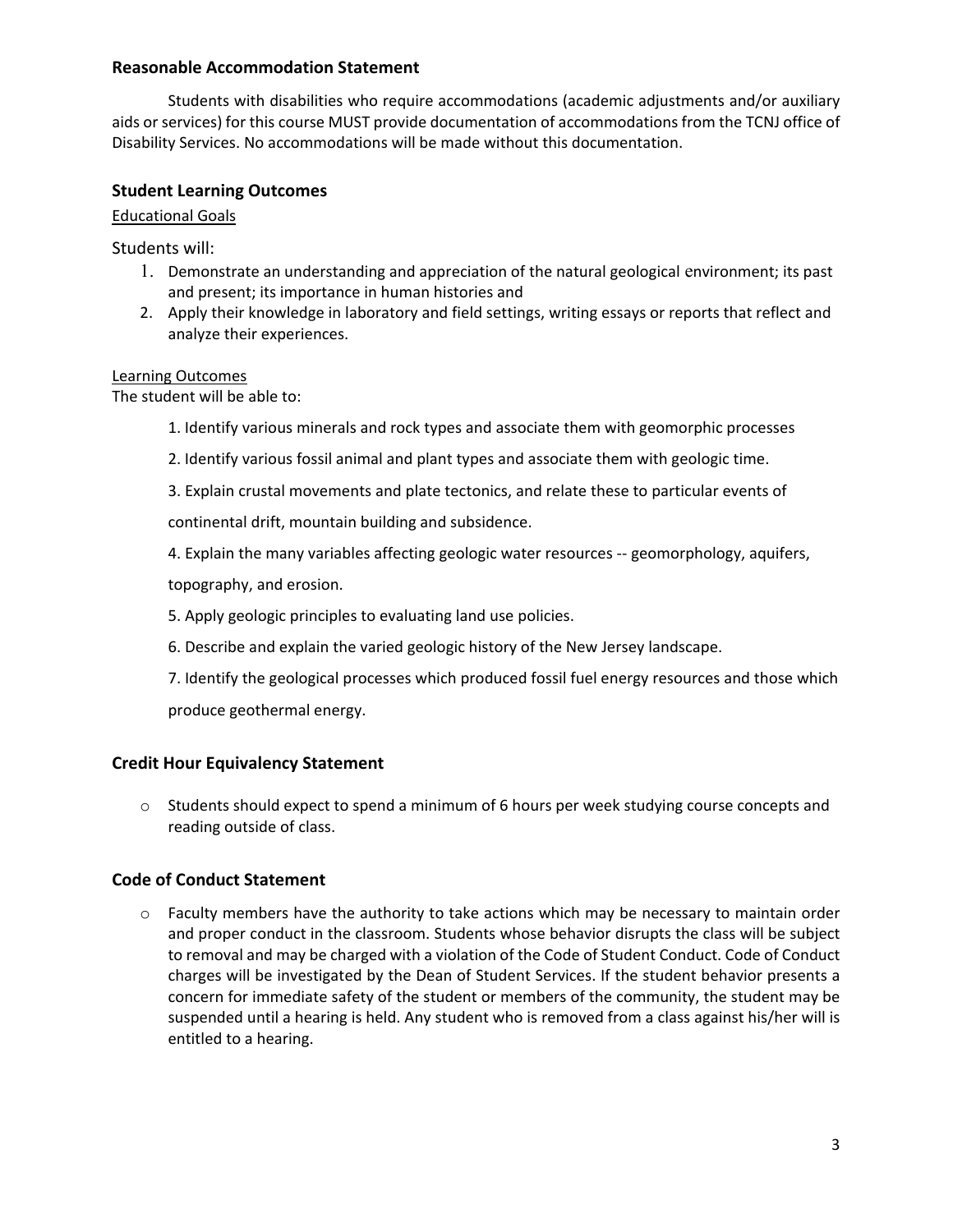### Reasonable Accommodation Statement

Students with disabilities who require accommodations (academic adjustments and/or auxiliary aids or services) for this course MUST provide documentation of accommodations from the TCNJ office of Disability Services. No accommodations will be made without this documentation.

### Student Learning Outcomes

Educational Goals

Students will:

1. Demonstrate an understanding and appreciation of the natural geological environment; its past and present; its importance in human histories and
2. Apply their knowledge in laboratory and field settings, writing essays or reports that reflect and analyze their experiences.

Learning Outcomes

The student will be able to:

1. Identify various minerals and rock types and associate them with geomorphic processes
2. Identify various fossil animal and plant types and associate them with geologic time.
3. Explain crustal movements and plate tectonics, and relate these to particular events of continental drift, mountain building and subsidence.
4. Explain the many variables affecting geologic water resources -- geomorphology, aquifers, topography, and erosion.
5. Apply geologic principles to evaluating land use policies.
6. Describe and explain the varied geologic history of the New Jersey landscape.
7. Identify the geological processes which produced fossil fuel energy resources and those which produce geothermal energy.

### Credit Hour Equivalency Statement

- Students should expect to spend a minimum of 6 hours per week studying course concepts and reading outside of class.

### Code of Conduct Statement

- Faculty members have the authority to take actions which may be necessary to maintain order and proper conduct in the classroom. Students whose behavior disrupts the class will be subject to removal and may be charged with a violation of the Code of Student Conduct. Code of Conduct charges will be investigated by the Dean of Student Services. If the student behavior presents a concern for immediate safety of the student or members of the community, the student may be suspended until a hearing is held. Any student who is removed from a class against his/her will is entitled to a hearing.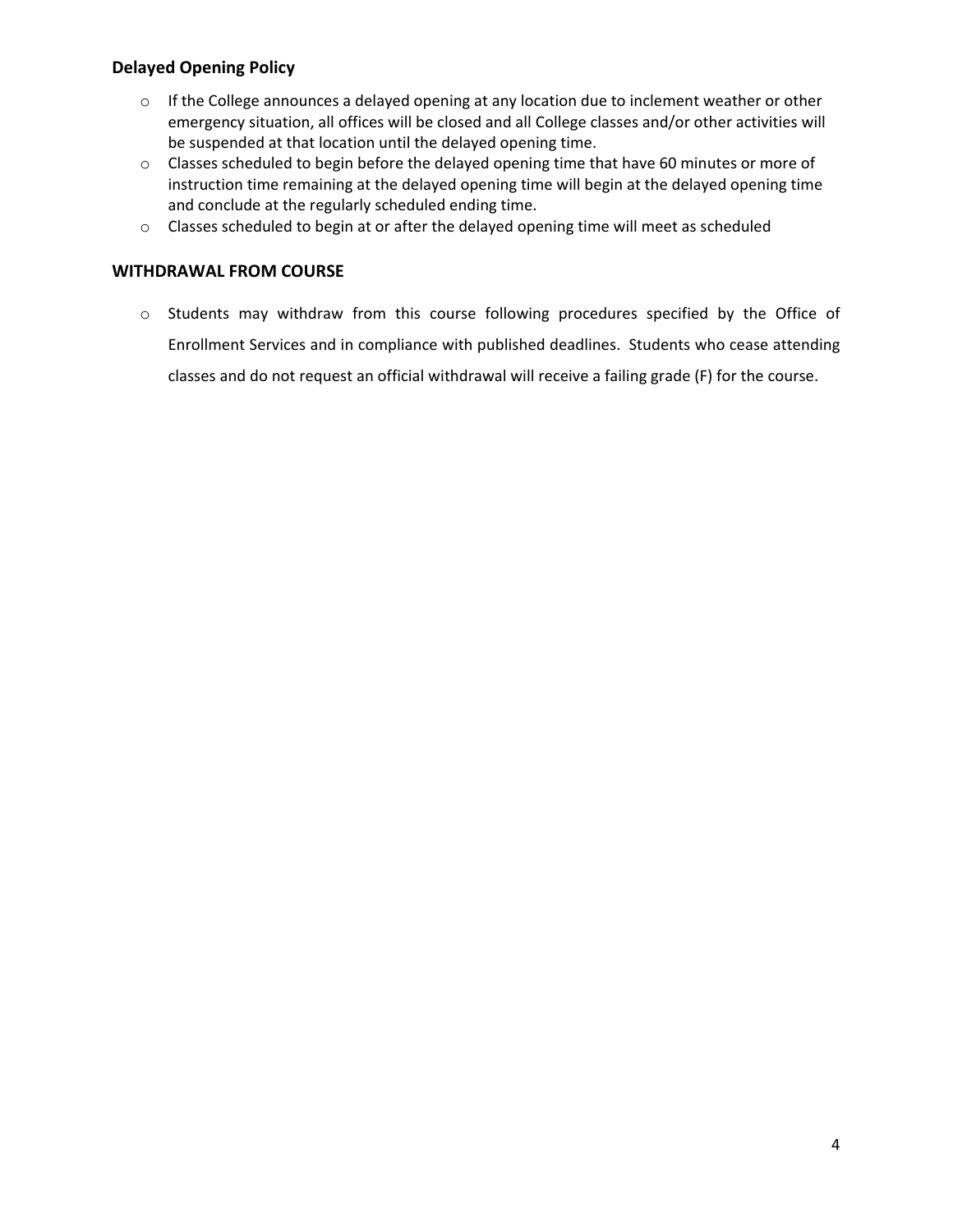## Delayed Opening Policy

- If the College announces a delayed opening at any location due to inclement weather or other emergency situation, all offices will be closed and all College classes and/or other activities will be suspended at that location until the delayed opening time.
- Classes scheduled to begin before the delayed opening time that have 60 minutes or more of instruction time remaining at the delayed opening time will begin at the delayed opening time and conclude at the regularly scheduled ending time.
- Classes scheduled to begin at or after the delayed opening time will meet as scheduled

## WITHDRAWAL FROM COURSE

- Students may withdraw from this course following procedures specified by the Office of Enrollment Services and in compliance with published deadlines. Students who cease attending classes and do not request an official withdrawal will receive a failing grade (F) for the course.